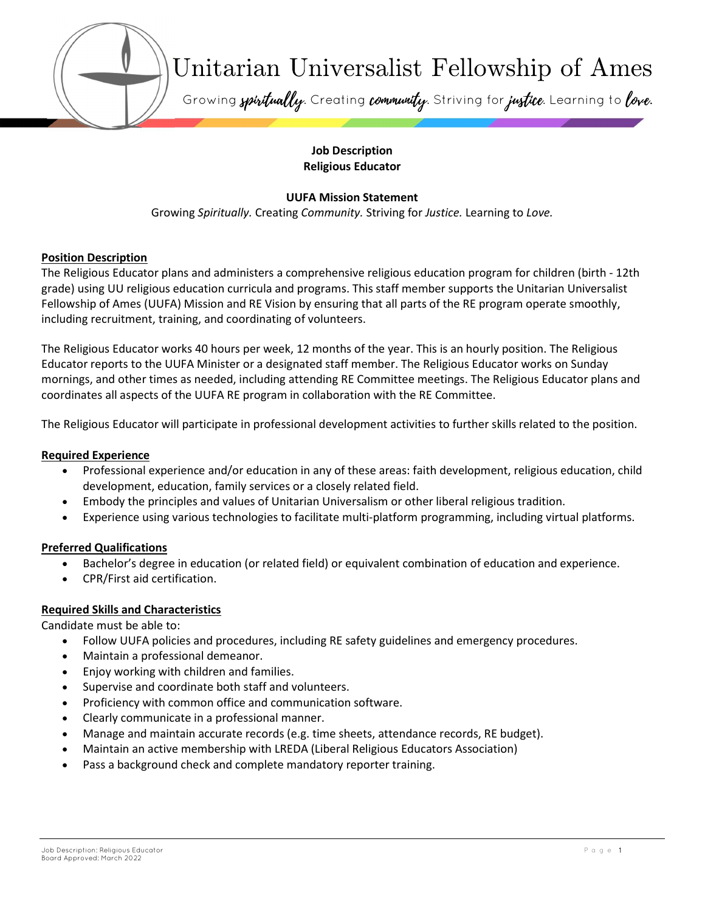# Unitarian Universalist Fellowship of Ames

Growing *spiritually*. Creating *community*. Striving for *justice*. Learning to *love*.

**Job Description**
**Religious Educator**

**UUFA Mission Statement**
Growing *Spiritually.* Creating *Community.* Striving for *Justice.* Learning to *Love.*

## Position Description

The Religious Educator plans and administers a comprehensive religious education program for children (birth - 12th grade) using UU religious education curricula and programs. This staff member supports the Unitarian Universalist Fellowship of Ames (UUFA) Mission and RE Vision by ensuring that all parts of the RE program operate smoothly, including recruitment, training, and coordinating of volunteers.

The Religious Educator works 40 hours per week, 12 months of the year. This is an hourly position. The Religious Educator reports to the UUFA Minister or a designated staff member. The Religious Educator works on Sunday mornings, and other times as needed, including attending RE Committee meetings. The Religious Educator plans and coordinates all aspects of the UUFA RE program in collaboration with the RE Committee.

The Religious Educator will participate in professional development activities to further skills related to the position.

## Required Experience

- Professional experience and/or education in any of these areas: faith development, religious education, child development, education, family services or a closely related field.
- Embody the principles and values of Unitarian Universalism or other liberal religious tradition.
- Experience using various technologies to facilitate multi-platform programming, including virtual platforms.

## Preferred Qualifications

- Bachelor's degree in education (or related field) or equivalent combination of education and experience.
- CPR/First aid certification.

## Required Skills and Characteristics

Candidate must be able to:

- Follow UUFA policies and procedures, including RE safety guidelines and emergency procedures.
- Maintain a professional demeanor.
- Enjoy working with children and families.
- Supervise and coordinate both staff and volunteers.
- Proficiency with common office and communication software.
- Clearly communicate in a professional manner.
- Manage and maintain accurate records (e.g. time sheets, attendance records, RE budget).
- Maintain an active membership with LREDA (Liberal Religious Educators Association)
- Pass a background check and complete mandatory reporter training.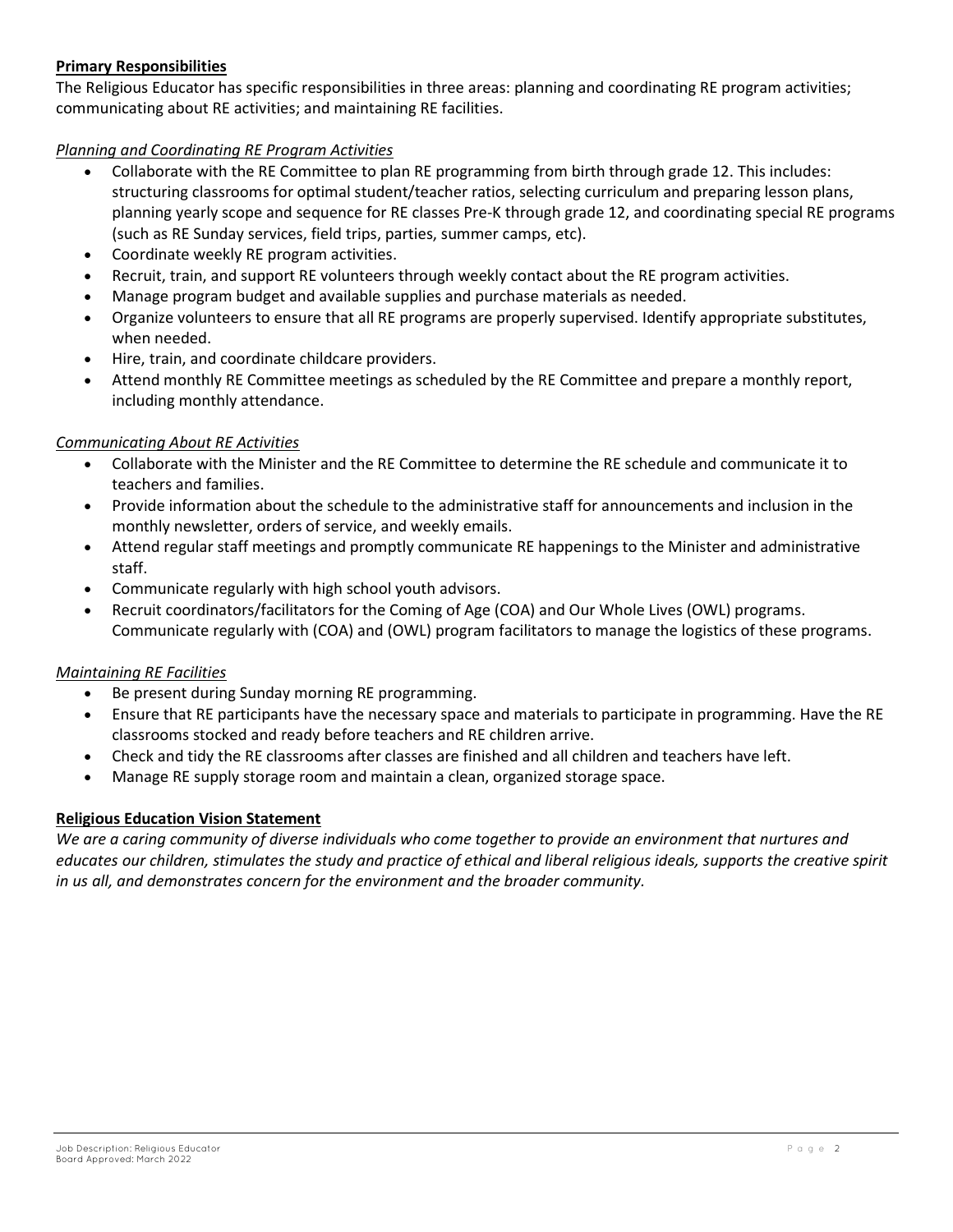**Primary Responsibilities**

The Religious Educator has specific responsibilities in three areas: planning and coordinating RE program activities; communicating about RE activities; and maintaining RE facilities.

*Planning and Coordinating RE Program Activities*

- Collaborate with the RE Committee to plan RE programming from birth through grade 12. This includes: structuring classrooms for optimal student/teacher ratios, selecting curriculum and preparing lesson plans, planning yearly scope and sequence for RE classes Pre-K through grade 12, and coordinating special RE programs (such as RE Sunday services, field trips, parties, summer camps, etc).
- Coordinate weekly RE program activities.
- Recruit, train, and support RE volunteers through weekly contact about the RE program activities.
- Manage program budget and available supplies and purchase materials as needed.
- Organize volunteers to ensure that all RE programs are properly supervised. Identify appropriate substitutes, when needed.
- Hire, train, and coordinate childcare providers.
- Attend monthly RE Committee meetings as scheduled by the RE Committee and prepare a monthly report, including monthly attendance.

*Communicating About RE Activities*

- Collaborate with the Minister and the RE Committee to determine the RE schedule and communicate it to teachers and families.
- Provide information about the schedule to the administrative staff for announcements and inclusion in the monthly newsletter, orders of service, and weekly emails.
- Attend regular staff meetings and promptly communicate RE happenings to the Minister and administrative staff.
- Communicate regularly with high school youth advisors.
- Recruit coordinators/facilitators for the Coming of Age (COA) and Our Whole Lives (OWL) programs. Communicate regularly with (COA) and (OWL) program facilitators to manage the logistics of these programs.

*Maintaining RE Facilities*

- Be present during Sunday morning RE programming.
- Ensure that RE participants have the necessary space and materials to participate in programming. Have the RE classrooms stocked and ready before teachers and RE children arrive.
- Check and tidy the RE classrooms after classes are finished and all children and teachers have left.
- Manage RE supply storage room and maintain a clean, organized storage space.

**Religious Education Vision Statement**

*We are a caring community of diverse individuals who come together to provide an environment that nurtures and educates our children, stimulates the study and practice of ethical and liberal religious ideals, supports the creative spirit in us all, and demonstrates concern for the environment and the broader community.*